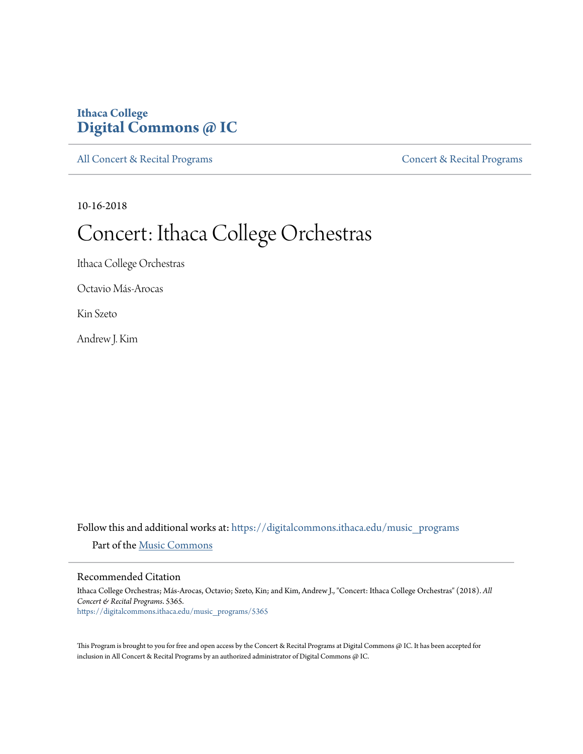Ithaca College
**Digital Commons @ IC**

All Concert & Recital Programs | Concert & Recital Programs

10-16-2018

# Concert: Ithaca College Orchestras

Ithaca College Orchestras

Octavio Más-Arocas

Kin Szeto

Andrew J. Kim

Follow this and additional works at: https://digitalcommons.ithaca.edu/music_programs

Part of the Music Commons

## Recommended Citation

Ithaca College Orchestras; Más-Arocas, Octavio; Szeto, Kin; and Kim, Andrew J., "Concert: Ithaca College Orchestras" (2018). *All Concert & Recital Programs*. 5365.
https://digitalcommons.ithaca.edu/music_programs/5365

This Program is brought to you for free and open access by the Concert & Recital Programs at Digital Commons @ IC. It has been accepted for inclusion in All Concert & Recital Programs by an authorized administrator of Digital Commons @ IC.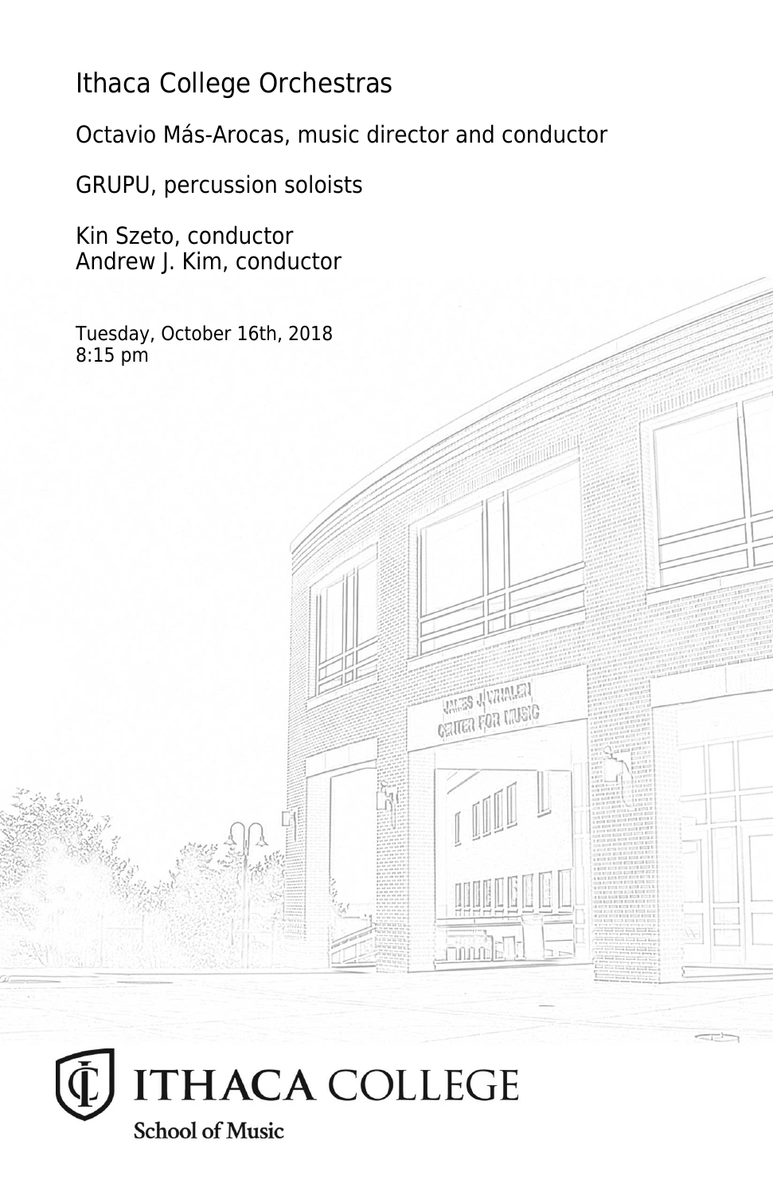# Ithaca College Orchestras

Octavio Más-Arocas, music director and conductor

GRUPU, percussion soloists

Kin Szeto, conductor
Andrew J. Kim, conductor

Tuesday, October 16th, 2018
8:15 pm

ITHACA COLLEGE
School of Music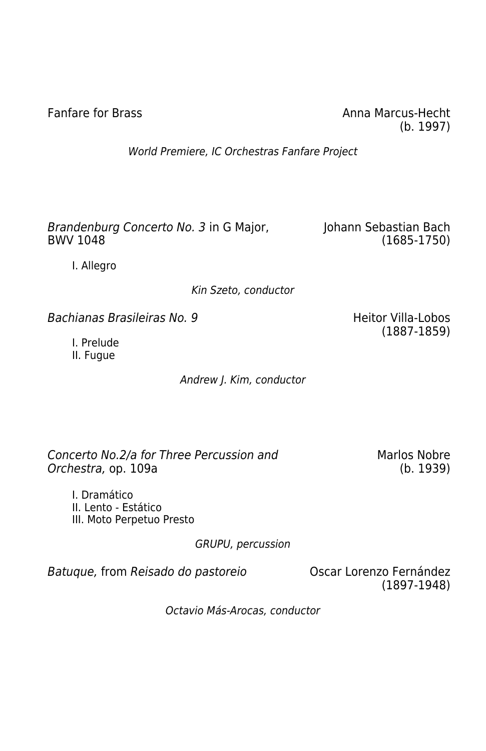Fanfare for Brass — Anna Marcus-Hecht (b. 1997)

*World Premiere, IC Orchestras Fanfare Project*

*Brandenburg Concerto No. 3* in G Major, BWV 1048 — Johann Sebastian Bach (1685-1750)

I. Allegro

*Kin Szeto, conductor*

*Bachianas Brasileiras No. 9* — Heitor Villa-Lobos (1887-1859)

I. Prelude
II. Fugue

*Andrew J. Kim, conductor*

*Concerto No.2/a for Three Percussion and Orchestra*, op. 109a — Marlos Nobre (b. 1939)

I. Dramático
II. Lento - Estático
III. Moto Perpetuo Presto

*GRUPU, percussion*

*Batuque*, from *Reisado do pastoreio* — Oscar Lorenzo Fernández (1897-1948)

*Octavio Más-Arocas, conductor*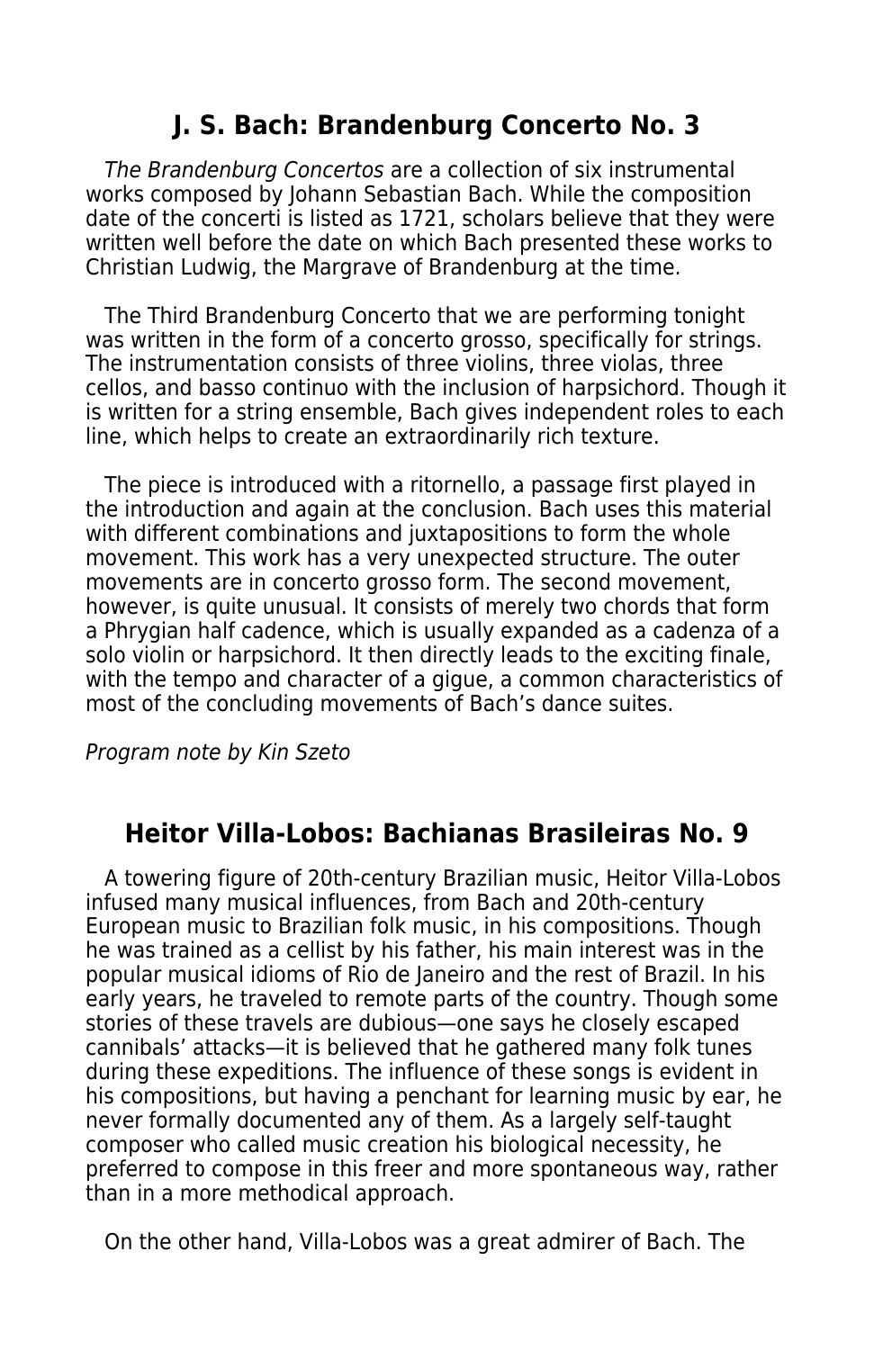## J. S. Bach: Brandenburg Concerto No. 3

*The Brandenburg Concertos* are a collection of six instrumental works composed by Johann Sebastian Bach. While the composition date of the concerti is listed as 1721, scholars believe that they were written well before the date on which Bach presented these works to Christian Ludwig, the Margrave of Brandenburg at the time.

The Third Brandenburg Concerto that we are performing tonight was written in the form of a concerto grosso, specifically for strings. The instrumentation consists of three violins, three violas, three cellos, and basso continuo with the inclusion of harpsichord. Though it is written for a string ensemble, Bach gives independent roles to each line, which helps to create an extraordinarily rich texture.

The piece is introduced with a ritornello, a passage first played in the introduction and again at the conclusion. Bach uses this material with different combinations and juxtapositions to form the whole movement. This work has a very unexpected structure. The outer movements are in concerto grosso form. The second movement, however, is quite unusual. It consists of merely two chords that form a Phrygian half cadence, which is usually expanded as a cadenza of a solo violin or harpsichord. It then directly leads to the exciting finale, with the tempo and character of a gigue, a common characteristics of most of the concluding movements of Bach's dance suites.

*Program note by Kin Szeto*

## Heitor Villa-Lobos: Bachianas Brasileiras No. 9

A towering figure of 20th-century Brazilian music, Heitor Villa-Lobos infused many musical influences, from Bach and 20th-century European music to Brazilian folk music, in his compositions. Though he was trained as a cellist by his father, his main interest was in the popular musical idioms of Rio de Janeiro and the rest of Brazil. In his early years, he traveled to remote parts of the country. Though some stories of these travels are dubious—one says he closely escaped cannibals' attacks—it is believed that he gathered many folk tunes during these expeditions. The influence of these songs is evident in his compositions, but having a penchant for learning music by ear, he never formally documented any of them. As a largely self-taught composer who called music creation his biological necessity, he preferred to compose in this freer and more spontaneous way, rather than in a more methodical approach.

On the other hand, Villa-Lobos was a great admirer of Bach. The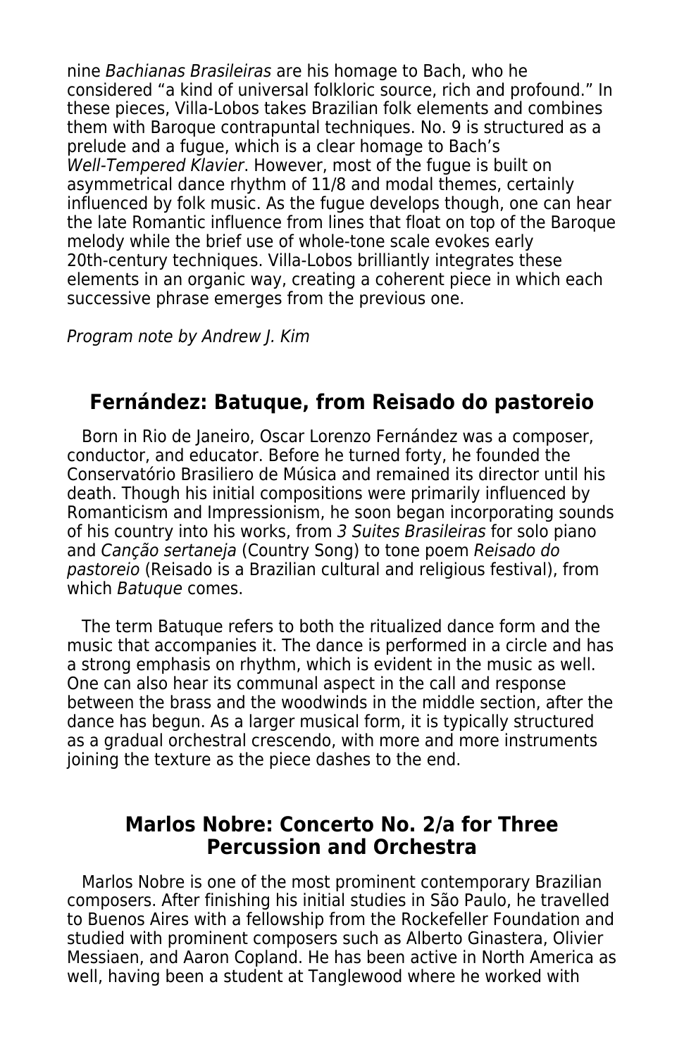nine *Bachianas Brasileiras* are his homage to Bach, who he considered “a kind of universal folkloric source, rich and profound.” In these pieces, Villa-Lobos takes Brazilian folk elements and combines them with Baroque contrapuntal techniques. No. 9 is structured as a prelude and a fugue, which is a clear homage to Bach’s *Well-Tempered Klavier*. However, most of the fugue is built on asymmetrical dance rhythm of 11/8 and modal themes, certainly influenced by folk music. As the fugue develops though, one can hear the late Romantic influence from lines that float on top of the Baroque melody while the brief use of whole-tone scale evokes early 20th-century techniques. Villa-Lobos brilliantly integrates these elements in an organic way, creating a coherent piece in which each successive phrase emerges from the previous one.

*Program note by Andrew J. Kim*

## Fernández: Batuque, from Reisado do pastoreio

Born in Rio de Janeiro, Oscar Lorenzo Fernández was a composer, conductor, and educator. Before he turned forty, he founded the Conservatório Brasiliero de Música and remained its director until his death. Though his initial compositions were primarily influenced by Romanticism and Impressionism, he soon began incorporating sounds of his country into his works, from *3 Suites Brasileiras* for solo piano and *Canção sertaneja* (Country Song) to tone poem *Reisado do pastoreio* (Reisado is a Brazilian cultural and religious festival), from which *Batuque* comes.

The term Batuque refers to both the ritualized dance form and the music that accompanies it. The dance is performed in a circle and has a strong emphasis on rhythm, which is evident in the music as well. One can also hear its communal aspect in the call and response between the brass and the woodwinds in the middle section, after the dance has begun. As a larger musical form, it is typically structured as a gradual orchestral crescendo, with more and more instruments joining the texture as the piece dashes to the end.

## Marlos Nobre: Concerto No. 2/a for Three Percussion and Orchestra

Marlos Nobre is one of the most prominent contemporary Brazilian composers. After finishing his initial studies in São Paulo, he travelled to Buenos Aires with a fellowship from the Rockefeller Foundation and studied with prominent composers such as Alberto Ginastera, Olivier Messiaen, and Aaron Copland. He has been active in North America as well, having been a student at Tanglewood where he worked with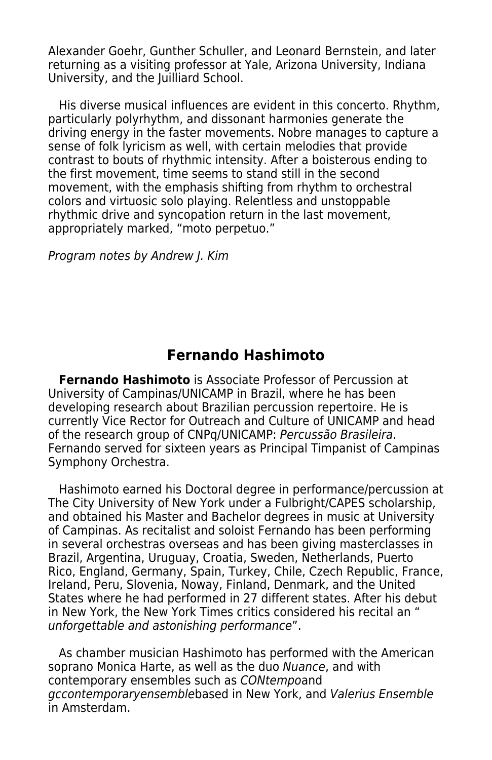Alexander Goehr, Gunther Schuller, and Leonard Bernstein, and later returning as a visiting professor at Yale, Arizona University, Indiana University, and the Juilliard School.

His diverse musical influences are evident in this concerto. Rhythm, particularly polyrhythm, and dissonant harmonies generate the driving energy in the faster movements. Nobre manages to capture a sense of folk lyricism as well, with certain melodies that provide contrast to bouts of rhythmic intensity. After a boisterous ending to the first movement, time seems to stand still in the second movement, with the emphasis shifting from rhythm to orchestral colors and virtuosic solo playing. Relentless and unstoppable rhythmic drive and syncopation return in the last movement, appropriately marked, “moto perpetuo.”

*Program notes by Andrew J. Kim*

## Fernando Hashimoto

**Fernando Hashimoto** is Associate Professor of Percussion at University of Campinas/UNICAMP in Brazil, where he has been developing research about Brazilian percussion repertoire. He is currently Vice Rector for Outreach and Culture of UNICAMP and head of the research group of CNPq/UNICAMP: *Percussão Brasileira*. Fernando served for sixteen years as Principal Timpanist of Campinas Symphony Orchestra.

Hashimoto earned his Doctoral degree in performance/percussion at The City University of New York under a Fulbright/CAPES scholarship, and obtained his Master and Bachelor degrees in music at University of Campinas. As recitalist and soloist Fernando has been performing in several orchestras overseas and has been giving masterclasses in Brazil, Argentina, Uruguay, Croatia, Sweden, Netherlands, Puerto Rico, England, Germany, Spain, Turkey, Chile, Czech Republic, France, Ireland, Peru, Slovenia, Noway, Finland, Denmark, and the United States where he had performed in 27 different states. After his debut in New York, the New York Times critics considered his recital an “ *unforgettable and astonishing performance*”.

As chamber musician Hashimoto has performed with the American soprano Monica Harte, as well as the duo *Nuance*, and with contemporary ensembles such as *CONtempo*and *gccontemporaryensemble*based in New York, and *Valerius Ensemble* in Amsterdam.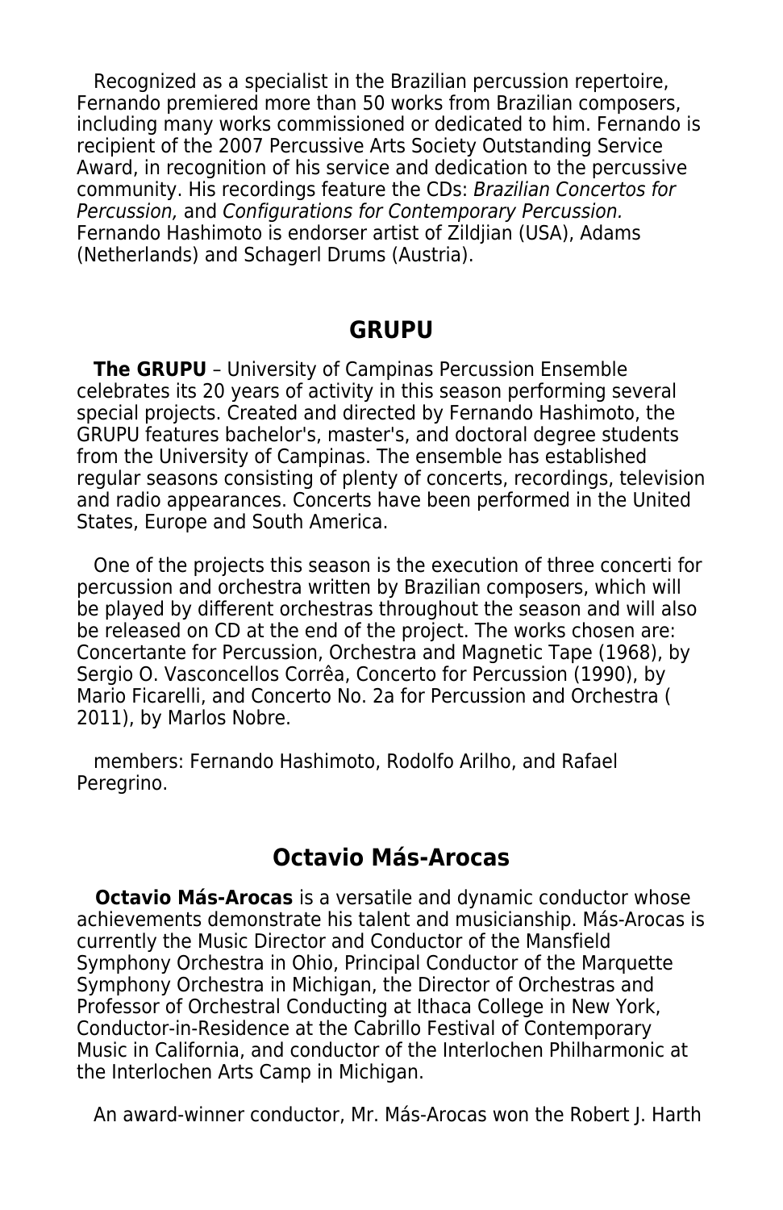Recognized as a specialist in the Brazilian percussion repertoire, Fernando premiered more than 50 works from Brazilian composers, including many works commissioned or dedicated to him. Fernando is recipient of the 2007 Percussive Arts Society Outstanding Service Award, in recognition of his service and dedication to the percussive community. His recordings feature the CDs: *Brazilian Concertos for Percussion,* and *Configurations for Contemporary Percussion.* Fernando Hashimoto is endorser artist of Zildjian (USA), Adams (Netherlands) and Schagerl Drums (Austria).

## GRUPU

**The GRUPU** – University of Campinas Percussion Ensemble celebrates its 20 years of activity in this season performing several special projects. Created and directed by Fernando Hashimoto, the GRUPU features bachelor's, master's, and doctoral degree students from the University of Campinas. The ensemble has established regular seasons consisting of plenty of concerts, recordings, television and radio appearances. Concerts have been performed in the United States, Europe and South America.

One of the projects this season is the execution of three concerti for percussion and orchestra written by Brazilian composers, which will be played by different orchestras throughout the season and will also be released on CD at the end of the project. The works chosen are: Concertante for Percussion, Orchestra and Magnetic Tape (1968), by Sergio O. Vasconcellos Corrêa, Concerto for Percussion (1990), by Mario Ficarelli, and Concerto No. 2a for Percussion and Orchestra ( 2011), by Marlos Nobre.

members: Fernando Hashimoto, Rodolfo Arilho, and Rafael Peregrino.

## Octavio Más-Arocas

**Octavio Más-Arocas** is a versatile and dynamic conductor whose achievements demonstrate his talent and musicianship. Más-Arocas is currently the Music Director and Conductor of the Mansfield Symphony Orchestra in Ohio, Principal Conductor of the Marquette Symphony Orchestra in Michigan, the Director of Orchestras and Professor of Orchestral Conducting at Ithaca College in New York, Conductor-in-Residence at the Cabrillo Festival of Contemporary Music in California, and conductor of the Interlochen Philharmonic at the Interlochen Arts Camp in Michigan.

An award-winner conductor, Mr. Más-Arocas won the Robert J. Harth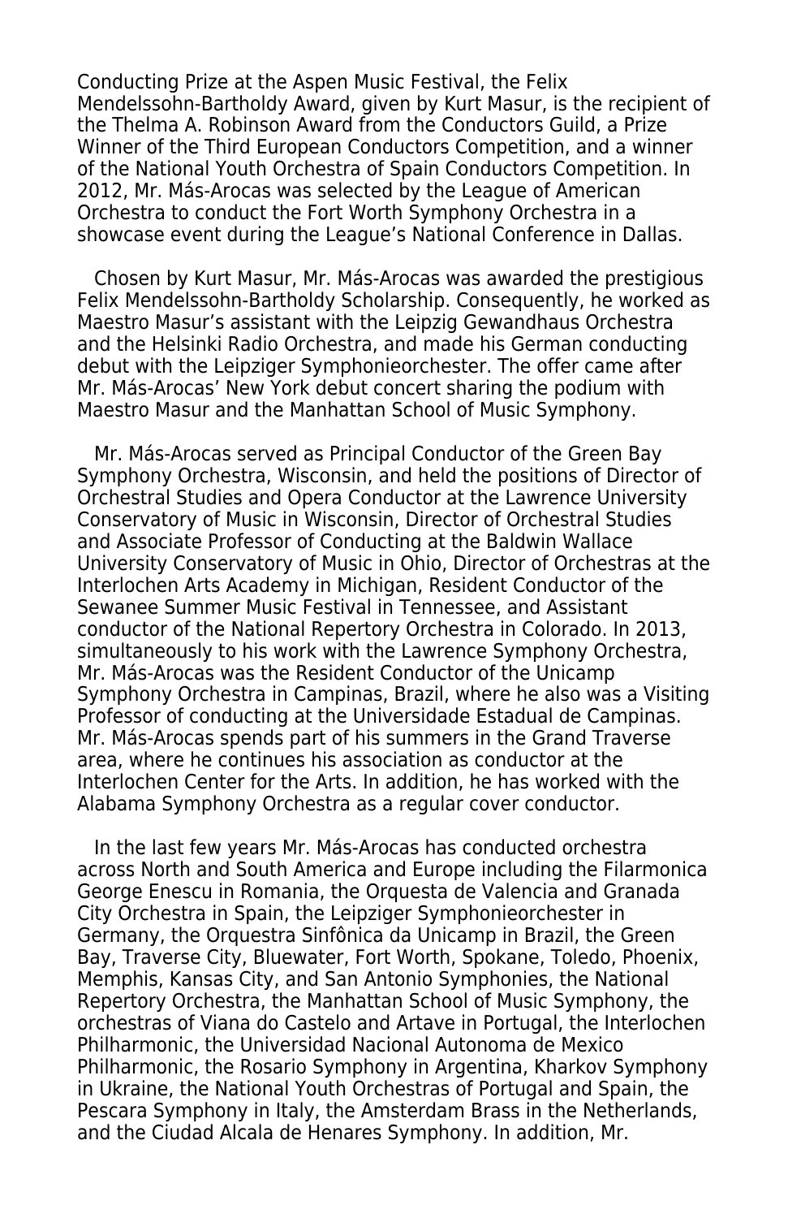Conducting Prize at the Aspen Music Festival, the Felix Mendelssohn-Bartholdy Award, given by Kurt Masur, is the recipient of the Thelma A. Robinson Award from the Conductors Guild, a Prize Winner of the Third European Conductors Competition, and a winner of the National Youth Orchestra of Spain Conductors Competition. In 2012, Mr. Más-Arocas was selected by the League of American Orchestra to conduct the Fort Worth Symphony Orchestra in a showcase event during the League's National Conference in Dallas.

Chosen by Kurt Masur, Mr. Más-Arocas was awarded the prestigious Felix Mendelssohn-Bartholdy Scholarship. Consequently, he worked as Maestro Masur's assistant with the Leipzig Gewandhaus Orchestra and the Helsinki Radio Orchestra, and made his German conducting debut with the Leipziger Symphonieorchester. The offer came after Mr. Más-Arocas' New York debut concert sharing the podium with Maestro Masur and the Manhattan School of Music Symphony.

Mr. Más-Arocas served as Principal Conductor of the Green Bay Symphony Orchestra, Wisconsin, and held the positions of Director of Orchestral Studies and Opera Conductor at the Lawrence University Conservatory of Music in Wisconsin, Director of Orchestral Studies and Associate Professor of Conducting at the Baldwin Wallace University Conservatory of Music in Ohio, Director of Orchestras at the Interlochen Arts Academy in Michigan, Resident Conductor of the Sewanee Summer Music Festival in Tennessee, and Assistant conductor of the National Repertory Orchestra in Colorado. In 2013, simultaneously to his work with the Lawrence Symphony Orchestra, Mr. Más-Arocas was the Resident Conductor of the Unicamp Symphony Orchestra in Campinas, Brazil, where he also was a Visiting Professor of conducting at the Universidade Estadual de Campinas. Mr. Más-Arocas spends part of his summers in the Grand Traverse area, where he continues his association as conductor at the Interlochen Center for the Arts. In addition, he has worked with the Alabama Symphony Orchestra as a regular cover conductor.

In the last few years Mr. Más-Arocas has conducted orchestra across North and South America and Europe including the Filarmonica George Enescu in Romania, the Orquesta de Valencia and Granada City Orchestra in Spain, the Leipziger Symphonieorchester in Germany, the Orquestra Sinfônica da Unicamp in Brazil, the Green Bay, Traverse City, Bluewater, Fort Worth, Spokane, Toledo, Phoenix, Memphis, Kansas City, and San Antonio Symphonies, the National Repertory Orchestra, the Manhattan School of Music Symphony, the orchestras of Viana do Castelo and Artave in Portugal, the Interlochen Philharmonic, the Universidad Nacional Autonoma de Mexico Philharmonic, the Rosario Symphony in Argentina, Kharkov Symphony in Ukraine, the National Youth Orchestras of Portugal and Spain, the Pescara Symphony in Italy, the Amsterdam Brass in the Netherlands, and the Ciudad Alcala de Henares Symphony. In addition, Mr.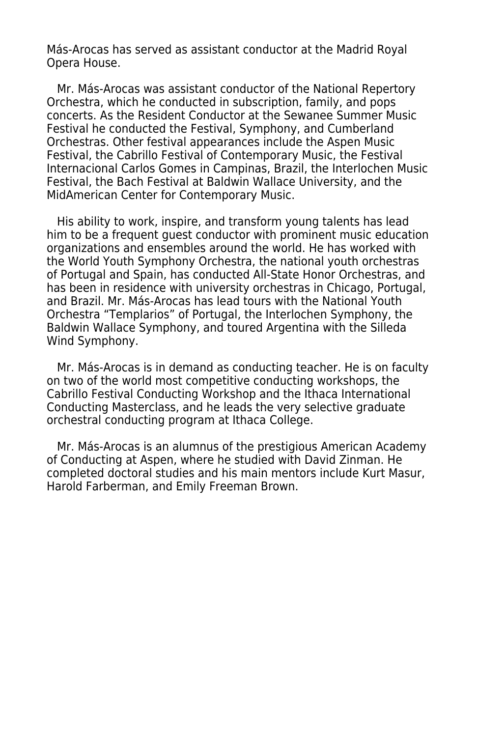Más-Arocas has served as assistant conductor at the Madrid Royal Opera House.

Mr. Más-Arocas was assistant conductor of the National Repertory Orchestra, which he conducted in subscription, family, and pops concerts. As the Resident Conductor at the Sewanee Summer Music Festival he conducted the Festival, Symphony, and Cumberland Orchestras. Other festival appearances include the Aspen Music Festival, the Cabrillo Festival of Contemporary Music, the Festival Internacional Carlos Gomes in Campinas, Brazil, the Interlochen Music Festival, the Bach Festival at Baldwin Wallace University, and the MidAmerican Center for Contemporary Music.

His ability to work, inspire, and transform young talents has lead him to be a frequent guest conductor with prominent music education organizations and ensembles around the world. He has worked with the World Youth Symphony Orchestra, the national youth orchestras of Portugal and Spain, has conducted All-State Honor Orchestras, and has been in residence with university orchestras in Chicago, Portugal, and Brazil. Mr. Más-Arocas has lead tours with the National Youth Orchestra “Templarios” of Portugal, the Interlochen Symphony, the Baldwin Wallace Symphony, and toured Argentina with the Silleda Wind Symphony.

Mr. Más-Arocas is in demand as conducting teacher. He is on faculty on two of the world most competitive conducting workshops, the Cabrillo Festival Conducting Workshop and the Ithaca International Conducting Masterclass, and he leads the very selective graduate orchestral conducting program at Ithaca College.

Mr. Más-Arocas is an alumnus of the prestigious American Academy of Conducting at Aspen, where he studied with David Zinman. He completed doctoral studies and his main mentors include Kurt Masur, Harold Farberman, and Emily Freeman Brown.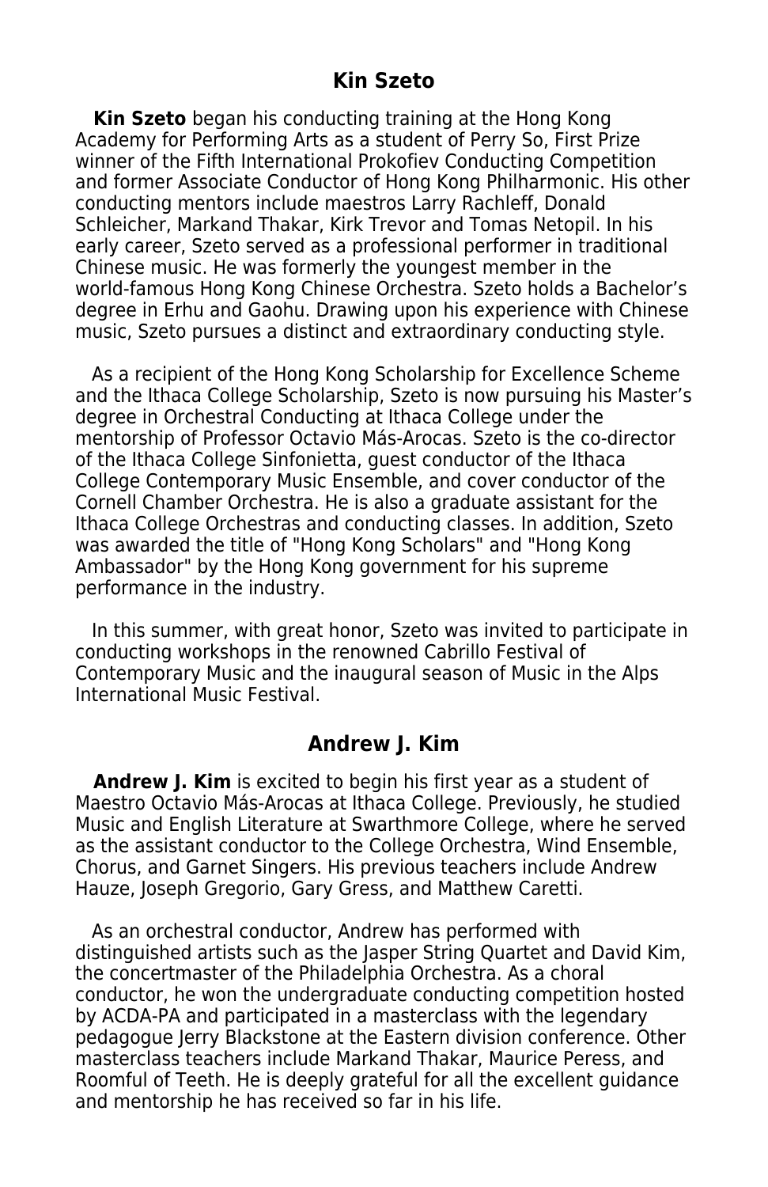## Kin Szeto

**Kin Szeto** began his conducting training at the Hong Kong Academy for Performing Arts as a student of Perry So, First Prize winner of the Fifth International Prokofiev Conducting Competition and former Associate Conductor of Hong Kong Philharmonic. His other conducting mentors include maestros Larry Rachleff, Donald Schleicher, Markand Thakar, Kirk Trevor and Tomas Netopil. In his early career, Szeto served as a professional performer in traditional Chinese music. He was formerly the youngest member in the world-famous Hong Kong Chinese Orchestra. Szeto holds a Bachelor's degree in Erhu and Gaohu. Drawing upon his experience with Chinese music, Szeto pursues a distinct and extraordinary conducting style.

As a recipient of the Hong Kong Scholarship for Excellence Scheme and the Ithaca College Scholarship, Szeto is now pursuing his Master's degree in Orchestral Conducting at Ithaca College under the mentorship of Professor Octavio Más-Arocas. Szeto is the co-director of the Ithaca College Sinfonietta, guest conductor of the Ithaca College Contemporary Music Ensemble, and cover conductor of the Cornell Chamber Orchestra. He is also a graduate assistant for the Ithaca College Orchestras and conducting classes. In addition, Szeto was awarded the title of "Hong Kong Scholars" and "Hong Kong Ambassador" by the Hong Kong government for his supreme performance in the industry.

In this summer, with great honor, Szeto was invited to participate in conducting workshops in the renowned Cabrillo Festival of Contemporary Music and the inaugural season of Music in the Alps International Music Festival.

## Andrew J. Kim

**Andrew J. Kim** is excited to begin his first year as a student of Maestro Octavio Más-Arocas at Ithaca College. Previously, he studied Music and English Literature at Swarthmore College, where he served as the assistant conductor to the College Orchestra, Wind Ensemble, Chorus, and Garnet Singers. His previous teachers include Andrew Hauze, Joseph Gregorio, Gary Gress, and Matthew Caretti.

As an orchestral conductor, Andrew has performed with distinguished artists such as the Jasper String Quartet and David Kim, the concertmaster of the Philadelphia Orchestra. As a choral conductor, he won the undergraduate conducting competition hosted by ACDA-PA and participated in a masterclass with the legendary pedagogue Jerry Blackstone at the Eastern division conference. Other masterclass teachers include Markand Thakar, Maurice Peress, and Roomful of Teeth. He is deeply grateful for all the excellent guidance and mentorship he has received so far in his life.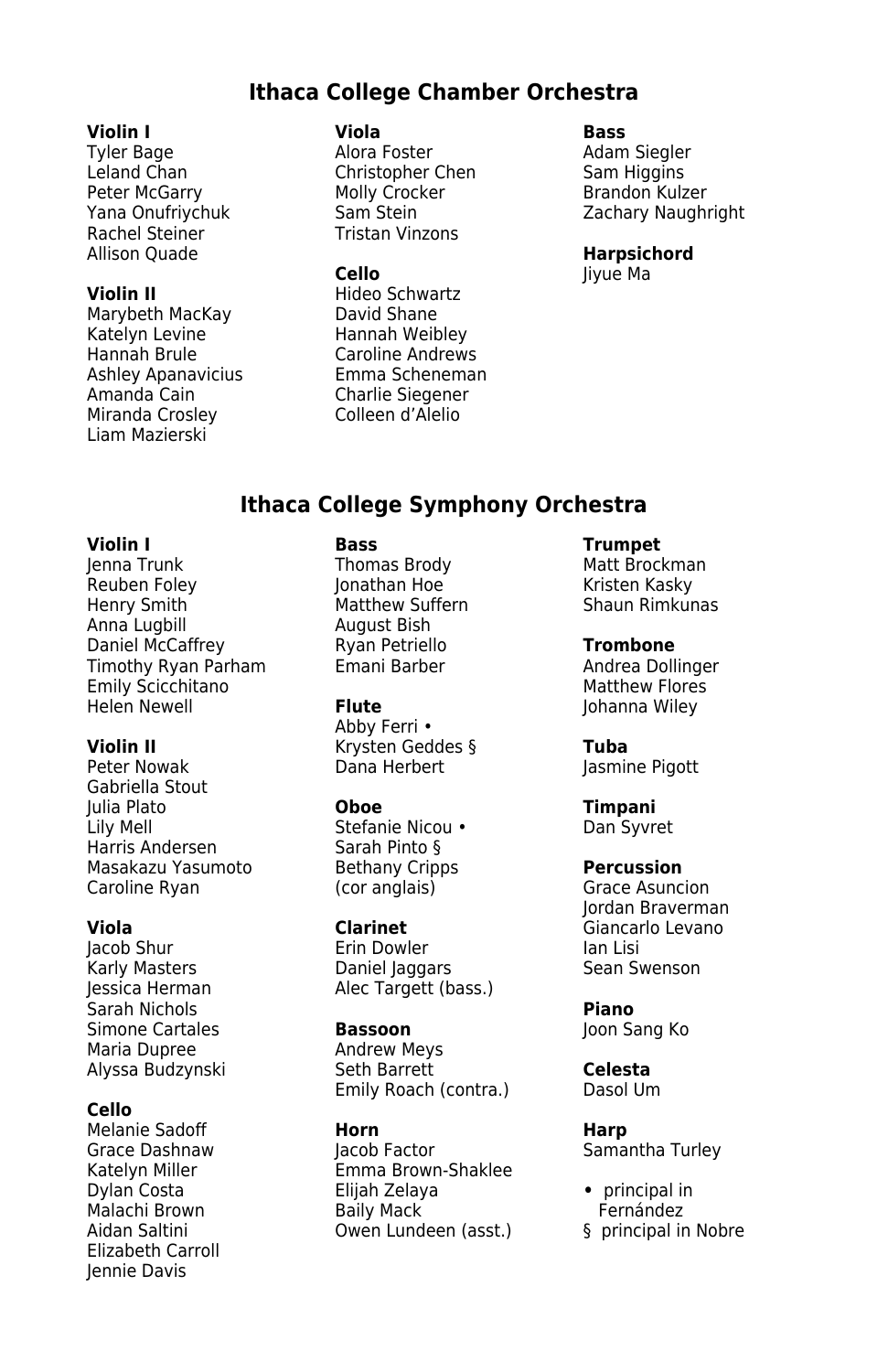## Ithaca College Chamber Orchestra

**Violin I**
Tyler Bage
Leland Chan
Peter McGarry
Yana Onufriychuk
Rachel Steiner
Allison Quade

**Violin II**
Marybeth MacKay
Katelyn Levine
Hannah Brule
Ashley Apanavicius
Amanda Cain
Miranda Crosley
Liam Mazierski

**Viola**
Alora Foster
Christopher Chen
Molly Crocker
Sam Stein
Tristan Vinzons

**Cello**
Hideo Schwartz
David Shane
Hannah Weibley
Caroline Andrews
Emma Scheneman
Charlie Siegener
Colleen d'Alelio

**Bass**
Adam Siegler
Sam Higgins
Brandon Kulzer
Zachary Naughright

**Harpsichord**
Jiyue Ma

## Ithaca College Symphony Orchestra

**Violin I**
Jenna Trunk
Reuben Foley
Henry Smith
Anna Lugbill
Daniel McCaffrey
Timothy Ryan Parham
Emily Scicchitano
Helen Newell

**Violin II**
Peter Nowak
Gabriella Stout
Julia Plato
Lily Mell
Harris Andersen
Masakazu Yasumoto
Caroline Ryan

**Viola**
Jacob Shur
Karly Masters
Jessica Herman
Sarah Nichols
Simone Cartales
Maria Dupree
Alyssa Budzynski

**Cello**
Melanie Sadoff
Grace Dashnaw
Katelyn Miller
Dylan Costa
Malachi Brown
Aidan Saltini
Elizabeth Carroll
Jennie Davis

**Bass**
Thomas Brody
Jonathan Hoe
Matthew Suffern
August Bish
Ryan Petriello
Emani Barber

**Flute**
Abby Ferri •
Krysten Geddes §
Dana Herbert

**Oboe**
Stefanie Nicou •
Sarah Pinto §
Bethany Cripps (cor anglais)

**Clarinet**
Erin Dowler
Daniel Jaggars
Alec Targett (bass.)

**Bassoon**
Andrew Meys
Seth Barrett
Emily Roach (contra.)

**Horn**
Jacob Factor
Emma Brown-Shaklee
Elijah Zelaya
Baily Mack
Owen Lundeen (asst.)

**Trumpet**
Matt Brockman
Kristen Kasky
Shaun Rimkunas

**Trombone**
Andrea Dollinger
Matthew Flores
Johanna Wiley

**Tuba**
Jasmine Pigott

**Timpani**
Dan Syvret

**Percussion**
Grace Asuncion
Jordan Braverman
Giancarlo Levano
Ian Lisi
Sean Swenson

**Piano**
Joon Sang Ko

**Celesta**
Dasol Um

**Harp**
Samantha Turley

• principal in Fernández
§ principal in Nobre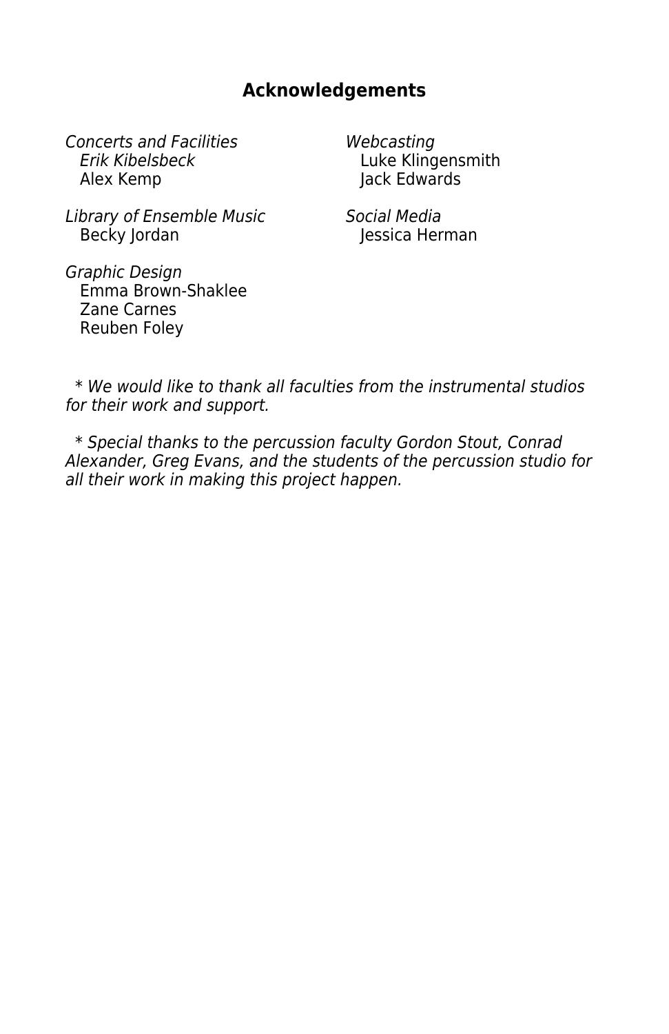## Acknowledgements

*Concerts and Facilities*
*Erik Kibelsbeck*
Alex Kemp

*Library of Ensemble Music*
Becky Jordan

*Graphic Design*
Emma Brown-Shaklee
Zane Carnes
Reuben Foley

*Webcasting*
Luke Klingensmith
Jack Edwards

*Social Media*
Jessica Herman

*\* We would like to thank all faculties from the instrumental studios for their work and support.*

*\* Special thanks to the percussion faculty Gordon Stout, Conrad Alexander, Greg Evans, and the students of the percussion studio for all their work in making this project happen.*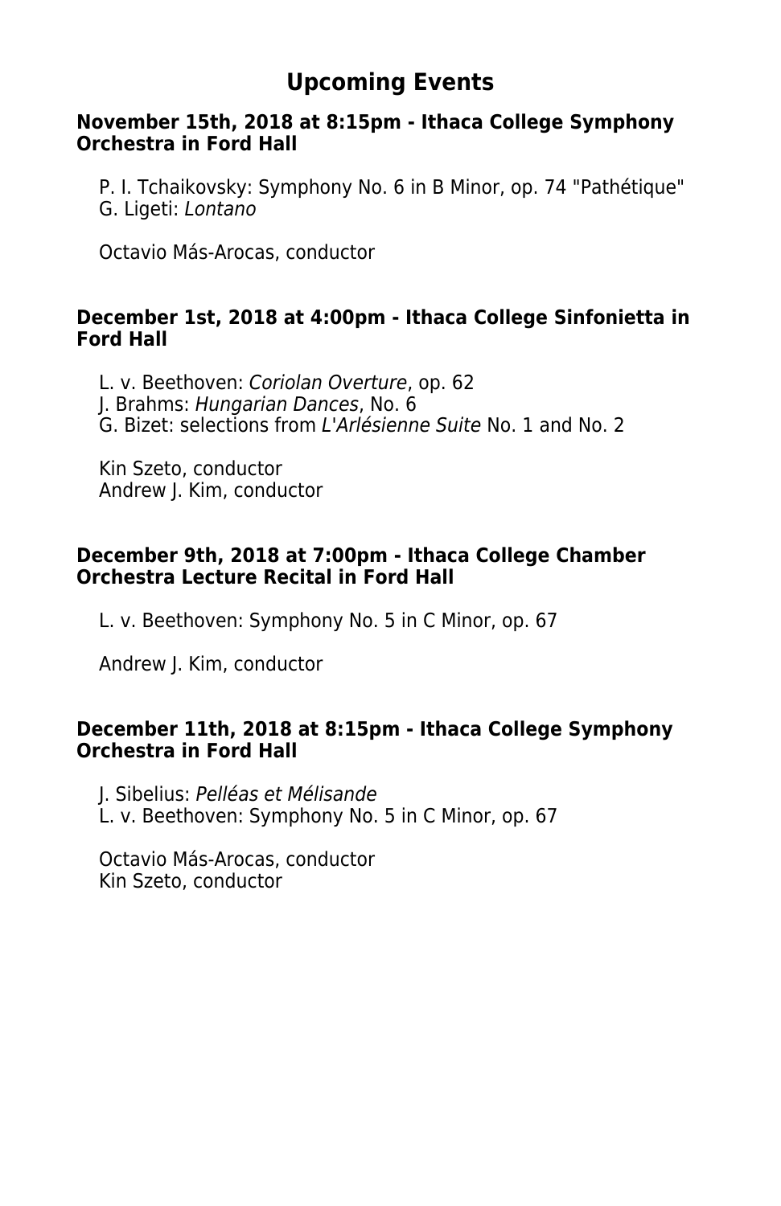# Upcoming Events

**November 15th, 2018 at 8:15pm - Ithaca College Symphony Orchestra in Ford Hall**

P. I. Tchaikovsky: Symphony No. 6 in B Minor, op. 74 "Pathétique"
G. Ligeti: *Lontano*

Octavio Más-Arocas, conductor

**December 1st, 2018 at 4:00pm - Ithaca College Sinfonietta in Ford Hall**

L. v. Beethoven: *Coriolan Overture*, op. 62
J. Brahms: *Hungarian Dances*, No. 6
G. Bizet: selections from *L'Arlésienne Suite* No. 1 and No. 2

Kin Szeto, conductor
Andrew J. Kim, conductor

**December 9th, 2018 at 7:00pm - Ithaca College Chamber Orchestra Lecture Recital in Ford Hall**

L. v. Beethoven: Symphony No. 5 in C Minor, op. 67

Andrew J. Kim, conductor

**December 11th, 2018 at 8:15pm - Ithaca College Symphony Orchestra in Ford Hall**

J. Sibelius: *Pelléas et Mélisande*
L. v. Beethoven: Symphony No. 5 in C Minor, op. 67

Octavio Más-Arocas, conductor
Kin Szeto, conductor